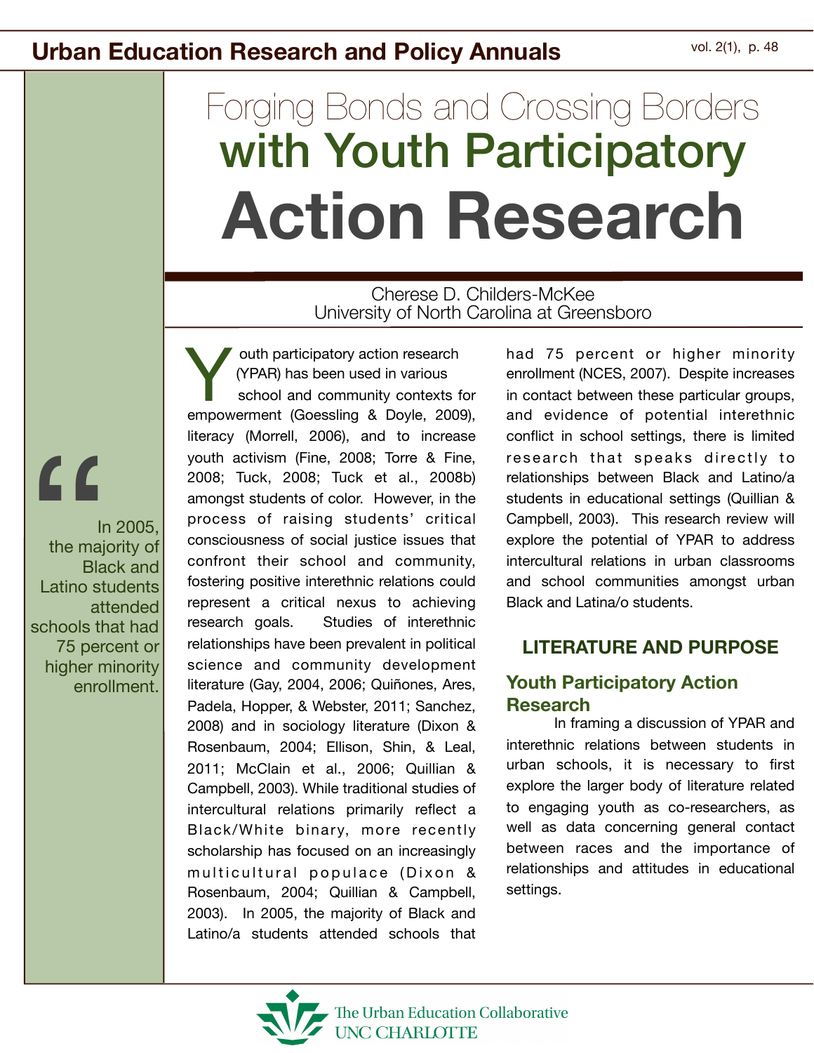# Forging Bonds and Crossing Borders with Youth Participatory Action Research

Cherese D. Childers-McKee
University of North Carolina at Greensboro

> "In 2005, the majority of Black and Latino students attended schools that had 75 percent or higher minority enrollment.

Youth participatory action research (YPAR) has been used in various school and community contexts for empowerment (Goessling & Doyle, 2009), literacy (Morrell, 2006), and to increase youth activism (Fine, 2008; Torre & Fine, 2008; Tuck, 2008; Tuck et al., 2008b) amongst students of color. However, in the process of raising students' critical consciousness of social justice issues that confront their school and community, fostering positive interethnic relations could represent a critical nexus to achieving research goals. Studies of interethnic relationships have been prevalent in political science and community development literature (Gay, 2004, 2006; Quiñones, Ares, Padela, Hopper, & Webster, 2011; Sanchez, 2008) and in sociology literature (Dixon & Rosenbaum, 2004; Ellison, Shin, & Leal, 2011; McClain et al., 2006; Quillian & Campbell, 2003). While traditional studies of intercultural relations primarily reflect a Black/White binary, more recently scholarship has focused on an increasingly multicultural populace (Dixon & Rosenbaum, 2004; Quillian & Campbell, 2003). In 2005, the majority of Black and Latino/a students attended schools that had 75 percent or higher minority enrollment (NCES, 2007). Despite increases in contact between these particular groups, and evidence of potential interethnic conflict in school settings, there is limited research that speaks directly to relationships between Black and Latino/a students in educational settings (Quillian & Campbell, 2003). This research review will explore the potential of YPAR to address intercultural relations in urban classrooms and school communities amongst urban Black and Latina/o students.

## LITERATURE AND PURPOSE

### Youth Participatory Action Research

In framing a discussion of YPAR and interethnic relations between students in urban schools, it is necessary to first explore the larger body of literature related to engaging youth as co-researchers, as well as data concerning general contact between races and the importance of relationships and attitudes in educational settings.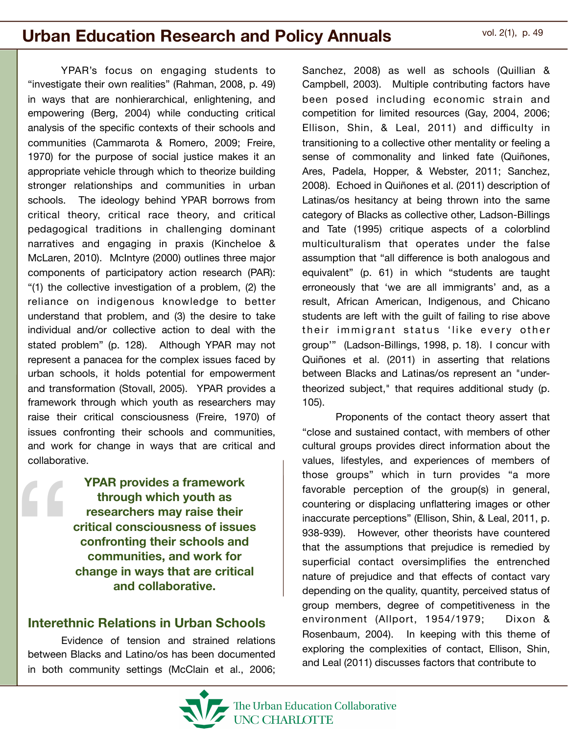YPAR's focus on engaging students to "investigate their own realities" (Rahman, 2008, p. 49) in ways that are nonhierarchical, enlightening, and empowering (Berg, 2004) while conducting critical analysis of the specific contexts of their schools and communities (Cammarota & Romero, 2009; Freire, 1970) for the purpose of social justice makes it an appropriate vehicle through which to theorize building stronger relationships and communities in urban schools. The ideology behind YPAR borrows from critical theory, critical race theory, and critical pedagogical traditions in challenging dominant narratives and engaging in praxis (Kincheloe & McLaren, 2010). McIntyre (2000) outlines three major components of participatory action research (PAR): "(1) the collective investigation of a problem, (2) the reliance on indigenous knowledge to better understand that problem, and (3) the desire to take individual and/or collective action to deal with the stated problem" (p. 128). Although YPAR may not represent a panacea for the complex issues faced by urban schools, it holds potential for empowerment and transformation (Stovall, 2005). YPAR provides a framework through which youth as researchers may raise their critical consciousness (Freire, 1970) of issues confronting their schools and communities, and work for change in ways that are critical and collaborative.

> **YPAR provides a framework through which youth as researchers may raise their critical consciousness of issues confronting their schools and communities, and work for change in ways that are critical and collaborative.**

## Interethnic Relations in Urban Schools

Evidence of tension and strained relations between Blacks and Latino/os has been documented in both community settings (McClain et al., 2006; Sanchez, 2008) as well as schools (Quillian & Campbell, 2003). Multiple contributing factors have been posed including economic strain and competition for limited resources (Gay, 2004, 2006; Ellison, Shin, & Leal, 2011) and difficulty in transitioning to a collective other mentality or feeling a sense of commonality and linked fate (Quiñones, Ares, Padela, Hopper, & Webster, 2011; Sanchez, 2008). Echoed in Quiñones et al. (2011) description of Latinas/os hesitancy at being thrown into the same category of Blacks as collective other, Ladson-Billings and Tate (1995) critique aspects of a colorblind multiculturalism that operates under the false assumption that "all difference is both analogous and equivalent" (p. 61) in which "students are taught erroneously that 'we are all immigrants' and, as a result, African American, Indigenous, and Chicano students are left with the guilt of failing to rise above their immigrant status 'like every other group'" (Ladson-Billings, 1998, p. 18). I concur with Quiñones et al. (2011) in asserting that relations between Blacks and Latinas/os represent an "under-theorized subject," that requires additional study (p. 105).

Proponents of the contact theory assert that "close and sustained contact, with members of other cultural groups provides direct information about the values, lifestyles, and experiences of members of those groups" which in turn provides "a more favorable perception of the group(s) in general, countering or displacing unflattering images or other inaccurate perceptions" (Ellison, Shin, & Leal, 2011, p. 938-939). However, other theorists have countered that the assumptions that prejudice is remedied by superficial contact oversimplifies the entrenched nature of prejudice and that effects of contact vary depending on the quality, quantity, perceived status of group members, degree of competitiveness in the environment (Allport, 1954/1979; Dixon & Rosenbaum, 2004). In keeping with this theme of exploring the complexities of contact, Ellison, Shin, and Leal (2011) discusses factors that contribute to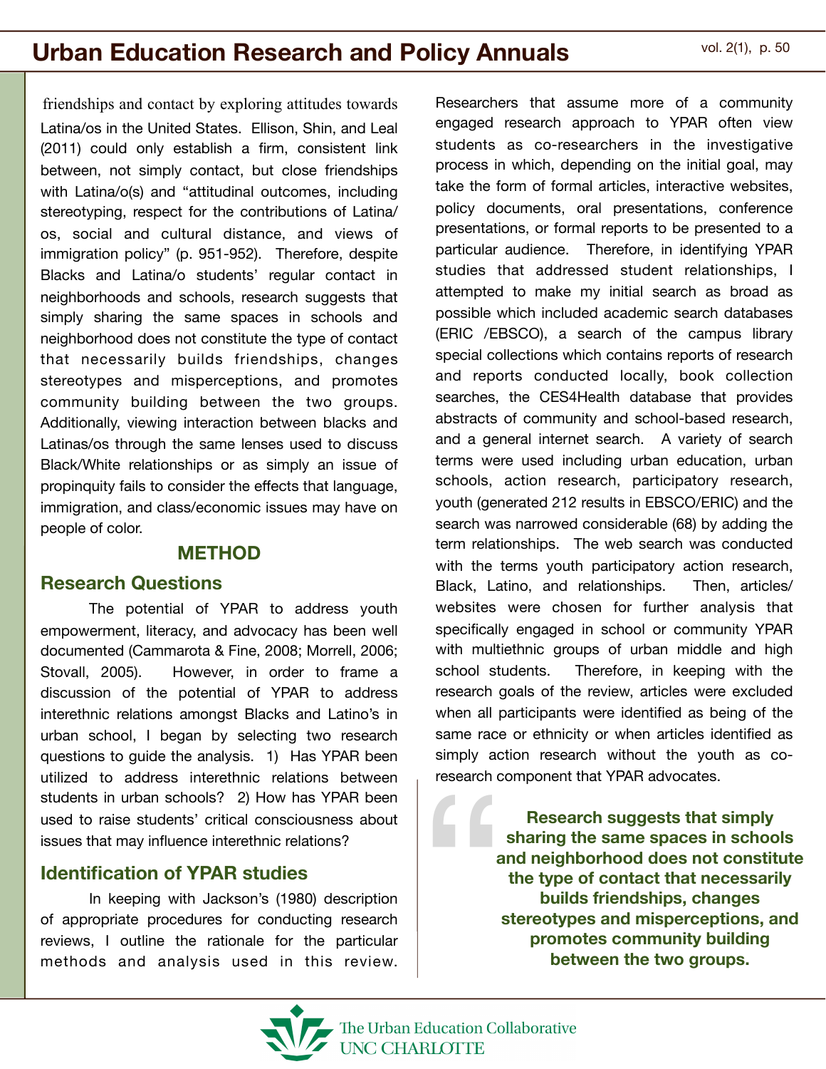friendships and contact by exploring attitudes towards Latina/os in the United States. Ellison, Shin, and Leal (2011) could only establish a firm, consistent link between, not simply contact, but close friendships with Latina/o(s) and "attitudinal outcomes, including stereotyping, respect for the contributions of Latina/os, social and cultural distance, and views of immigration policy" (p. 951-952). Therefore, despite Blacks and Latina/o students' regular contact in neighborhoods and schools, research suggests that simply sharing the same spaces in schools and neighborhood does not constitute the type of contact that necessarily builds friendships, changes stereotypes and misperceptions, and promotes community building between the two groups. Additionally, viewing interaction between blacks and Latinas/os through the same lenses used to discuss Black/White relationships or as simply an issue of propinquity fails to consider the effects that language, immigration, and class/economic issues may have on people of color.

## METHOD

### Research Questions

The potential of YPAR to address youth empowerment, literacy, and advocacy has been well documented (Cammarota & Fine, 2008; Morrell, 2006; Stovall, 2005). However, in order to frame a discussion of the potential of YPAR to address interethnic relations amongst Blacks and Latino's in urban school, I began by selecting two research questions to guide the analysis. 1) Has YPAR been utilized to address interethnic relations between students in urban schools? 2) How has YPAR been used to raise students' critical consciousness about issues that may influence interethnic relations?

### Identification of YPAR studies

In keeping with Jackson's (1980) description of appropriate procedures for conducting research reviews, I outline the rationale for the particular methods and analysis used in this review. Researchers that assume more of a community engaged research approach to YPAR often view students as co-researchers in the investigative process in which, depending on the initial goal, may take the form of formal articles, interactive websites, policy documents, oral presentations, conference presentations, or formal reports to be presented to a particular audience. Therefore, in identifying YPAR studies that addressed student relationships, I attempted to make my initial search as broad as possible which included academic search databases (ERIC /EBSCO), a search of the campus library special collections which contains reports of research and reports conducted locally, book collection searches, the CES4Health database that provides abstracts of community and school-based research, and a general internet search. A variety of search terms were used including urban education, urban schools, action research, participatory research, youth (generated 212 results in EBSCO/ERIC) and the search was narrowed considerable (68) by adding the term relationships. The web search was conducted with the terms youth participatory action research, Black, Latino, and relationships. Then, articles/websites were chosen for further analysis that specifically engaged in school or community YPAR with multiethnic groups of urban middle and high school students. Therefore, in keeping with the research goals of the review, articles were excluded when all participants were identified as being of the same race or ethnicity or when articles identified as simply action research without the youth as co-research component that YPAR advocates.

> **Research suggests that simply sharing the same spaces in schools and neighborhood does not constitute the type of contact that necessarily builds friendships, changes stereotypes and misperceptions, and promotes community building between the two groups.**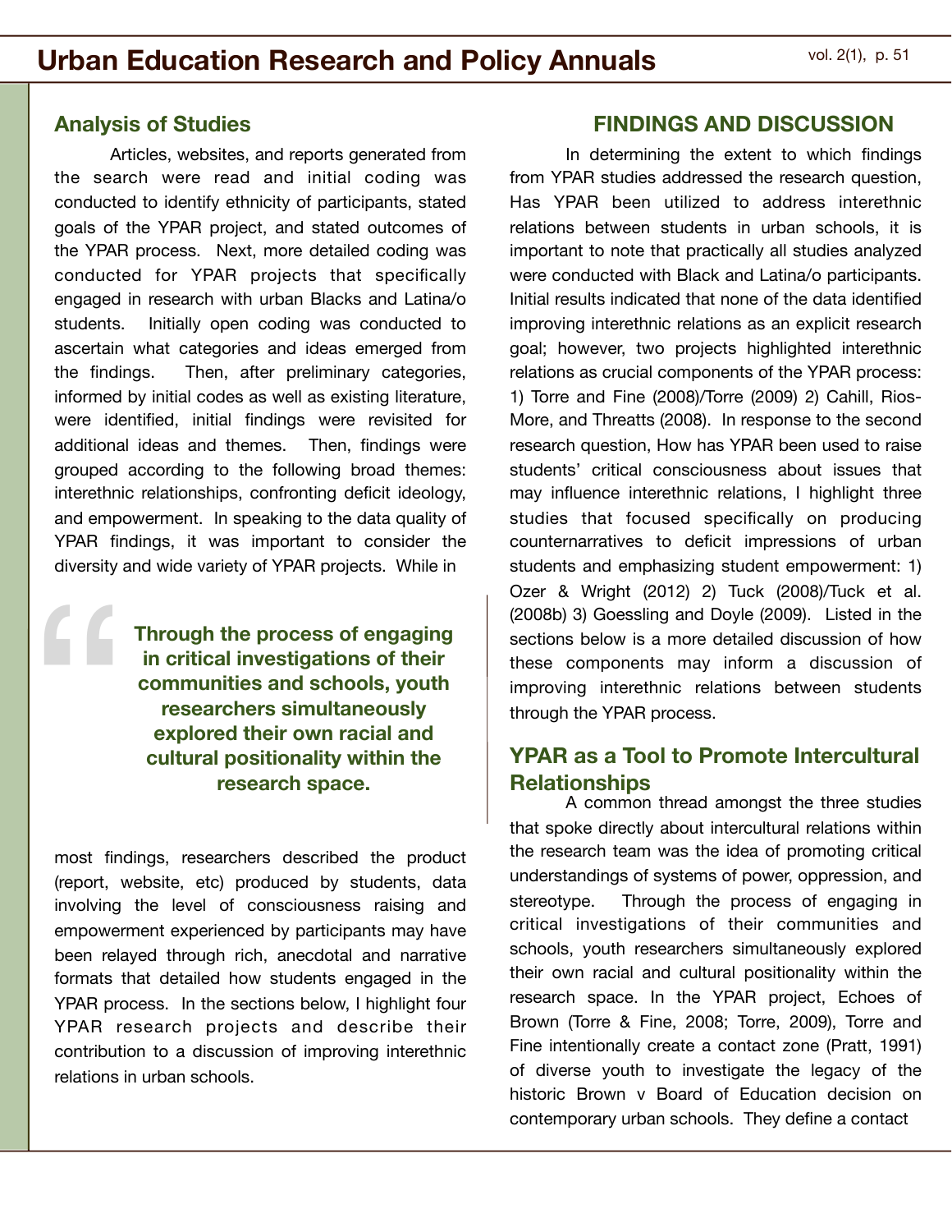### Analysis of Studies

Articles, websites, and reports generated from the search were read and initial coding was conducted to identify ethnicity of participants, stated goals of the YPAR project, and stated outcomes of the YPAR process. Next, more detailed coding was conducted for YPAR projects that specifically engaged in research with urban Blacks and Latina/o students. Initially open coding was conducted to ascertain what categories and ideas emerged from the findings. Then, after preliminary categories, informed by initial codes as well as existing literature, were identified, initial findings were revisited for additional ideas and themes. Then, findings were grouped according to the following broad themes: interethnic relationships, confronting deficit ideology, and empowerment. In speaking to the data quality of YPAR findings, it was important to consider the diversity and wide variety of YPAR projects. While in most findings, researchers described the product (report, website, etc) produced by students, data involving the level of consciousness raising and empowerment experienced by participants may have been relayed through rich, anecdotal and narrative formats that detailed how students engaged in the YPAR process. In the sections below, I highlight four YPAR research projects and describe their contribution to a discussion of improving interethnic relations in urban schools.

> **Through the process of engaging in critical investigations of their communities and schools, youth researchers simultaneously explored their own racial and cultural positionality within the research space.**

## FINDINGS AND DISCUSSION

In determining the extent to which findings from YPAR studies addressed the research question, Has YPAR been utilized to address interethnic relations between students in urban schools, it is important to note that practically all studies analyzed were conducted with Black and Latina/o participants. Initial results indicated that none of the data identified improving interethnic relations as an explicit research goal; however, two projects highlighted interethnic relations as crucial components of the YPAR process: 1) Torre and Fine (2008)/Torre (2009) 2) Cahill, Rios-More, and Threatts (2008). In response to the second research question, How has YPAR been used to raise students' critical consciousness about issues that may influence interethnic relations, I highlight three studies that focused specifically on producing counternarratives to deficit impressions of urban students and emphasizing student empowerment: 1) Ozer & Wright (2012) 2) Tuck (2008)/Tuck et al. (2008b) 3) Goessling and Doyle (2009). Listed in the sections below is a more detailed discussion of how these components may inform a discussion of improving interethnic relations between students through the YPAR process.

### YPAR as a Tool to Promote Intercultural Relationships

A common thread amongst the three studies that spoke directly about intercultural relations within the research team was the idea of promoting critical understandings of systems of power, oppression, and stereotype. Through the process of engaging in critical investigations of their communities and schools, youth researchers simultaneously explored their own racial and cultural positionality within the research space. In the YPAR project, Echoes of Brown (Torre & Fine, 2008; Torre, 2009), Torre and Fine intentionally create a contact zone (Pratt, 1991) of diverse youth to investigate the legacy of the historic Brown v Board of Education decision on contemporary urban schools. They define a contact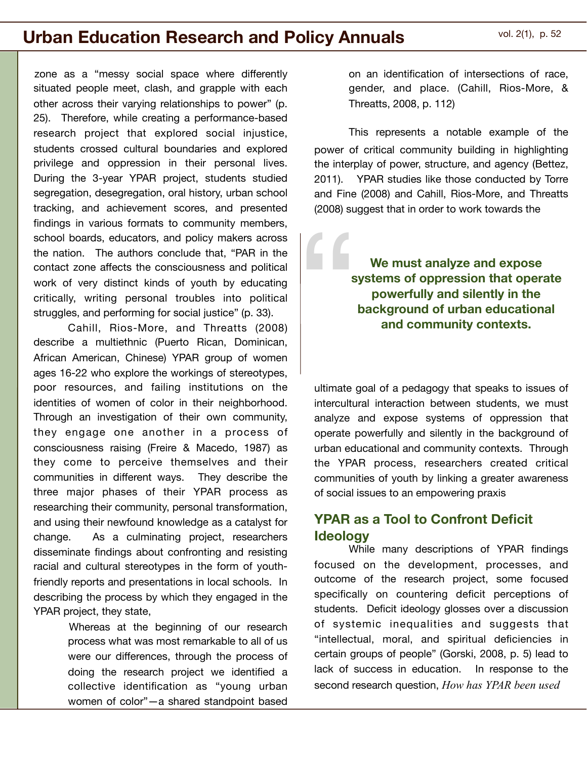zone as a "messy social space where differently situated people meet, clash, and grapple with each other across their varying relationships to power" (p. 25). Therefore, while creating a performance-based research project that explored social injustice, students crossed cultural boundaries and explored privilege and oppression in their personal lives. During the 3-year YPAR project, students studied segregation, desegregation, oral history, urban school tracking, and achievement scores, and presented findings in various formats to community members, school boards, educators, and policy makers across the nation. The authors conclude that, "PAR in the contact zone affects the consciousness and political work of very distinct kinds of youth by educating critically, writing personal troubles into political struggles, and performing for social justice" (p. 33).

Cahill, Rios-More, and Threatts (2008) describe a multiethnic (Puerto Rican, Dominican, African American, Chinese) YPAR group of women ages 16-22 who explore the workings of stereotypes, poor resources, and failing institutions on the identities of women of color in their neighborhood. Through an investigation of their own community, they engage one another in a process of consciousness raising (Freire & Macedo, 1987) as they come to perceive themselves and their communities in different ways. They describe the three major phases of their YPAR process as researching their community, personal transformation, and using their newfound knowledge as a catalyst for change. As a culminating project, researchers disseminate findings about confronting and resisting racial and cultural stereotypes in the form of youth-friendly reports and presentations in local schools. In describing the process by which they engaged in the YPAR project, they state,

> Whereas at the beginning of our research process what was most remarkable to all of us were our differences, through the process of doing the research project we identified a collective identification as "young urban women of color"—a shared standpoint based on an identification of intersections of race, gender, and place. (Cahill, Rios-More, & Threatts, 2008, p. 112)

This represents a notable example of the power of critical community building in highlighting the interplay of power, structure, and agency (Bettez, 2011). YPAR studies like those conducted by Torre and Fine (2008) and Cahill, Rios-More, and Threatts (2008) suggest that in order to work towards the ultimate goal of a pedagogy that speaks to issues of intercultural interaction between students, we must analyze and expose systems of oppression that operate powerfully and silently in the background of urban educational and community contexts. Through the YPAR process, researchers created critical communities of youth by linking a greater awareness of social issues to an empowering praxis

> **We must analyze and expose systems of oppression that operate powerfully and silently in the background of urban educational and community contexts.**

## YPAR as a Tool to Confront Deficit Ideology

While many descriptions of YPAR findings focused on the development, processes, and outcome of the research project, some focused specifically on countering deficit perceptions of students. Deficit ideology glosses over a discussion of systemic inequalities and suggests that "intellectual, moral, and spiritual deficiencies in certain groups of people" (Gorski, 2008, p. 5) lead to lack of success in education. In response to the second research question, *How has YPAR been used*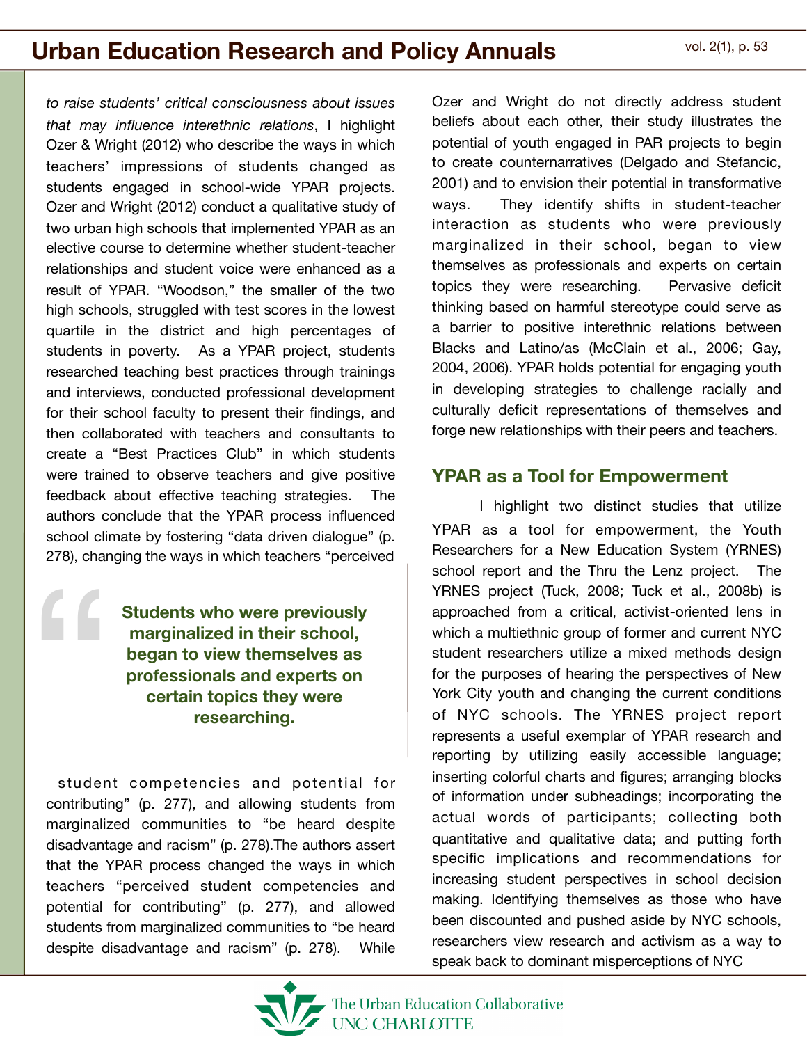*to raise students' critical consciousness about issues that may influence interethnic relations*, I highlight Ozer & Wright (2012) who describe the ways in which teachers' impressions of students changed as students engaged in school-wide YPAR projects. Ozer and Wright (2012) conduct a qualitative study of two urban high schools that implemented YPAR as an elective course to determine whether student-teacher relationships and student voice were enhanced as a result of YPAR. "Woodson," the smaller of the two high schools, struggled with test scores in the lowest quartile in the district and high percentages of students in poverty. As a YPAR project, students researched teaching best practices through trainings and interviews, conducted professional development for their school faculty to present their findings, and then collaborated with teachers and consultants to create a "Best Practices Club" in which students were trained to observe teachers and give positive feedback about effective teaching strategies. The authors conclude that the YPAR process influenced school climate by fostering "data driven dialogue" (p. 278), changing the ways in which teachers "perceived

> **Students who were previously marginalized in their school, began to view themselves as professionals and experts on certain topics they were researching.**

student competencies and potential for contributing" (p. 277), and allowing students from marginalized communities to "be heard despite disadvantage and racism" (p. 278).The authors assert that the YPAR process changed the ways in which teachers "perceived student competencies and potential for contributing" (p. 277), and allowed students from marginalized communities to "be heard despite disadvantage and racism" (p. 278). While Ozer and Wright do not directly address student beliefs about each other, their study illustrates the potential of youth engaged in PAR projects to begin to create counternarratives (Delgado and Stefancic, 2001) and to envision their potential in transformative ways. They identify shifts in student-teacher interaction as students who were previously marginalized in their school, began to view themselves as professionals and experts on certain topics they were researching. Pervasive deficit thinking based on harmful stereotype could serve as a barrier to positive interethnic relations between Blacks and Latino/as (McClain et al., 2006; Gay, 2004, 2006). YPAR holds potential for engaging youth in developing strategies to challenge racially and culturally deficit representations of themselves and forge new relationships with their peers and teachers.

## YPAR as a Tool for Empowerment

I highlight two distinct studies that utilize YPAR as a tool for empowerment, the Youth Researchers for a New Education System (YRNES) school report and the Thru the Lenz project. The YRNES project (Tuck, 2008; Tuck et al., 2008b) is approached from a critical, activist-oriented lens in which a multiethnic group of former and current NYC student researchers utilize a mixed methods design for the purposes of hearing the perspectives of New York City youth and changing the current conditions of NYC schools. The YRNES project report represents a useful exemplar of YPAR research and reporting by utilizing easily accessible language; inserting colorful charts and figures; arranging blocks of information under subheadings; incorporating the actual words of participants; collecting both quantitative and qualitative data; and putting forth specific implications and recommendations for increasing student perspectives in school decision making. Identifying themselves as those who have been discounted and pushed aside by NYC schools, researchers view research and activism as a way to speak back to dominant misperceptions of NYC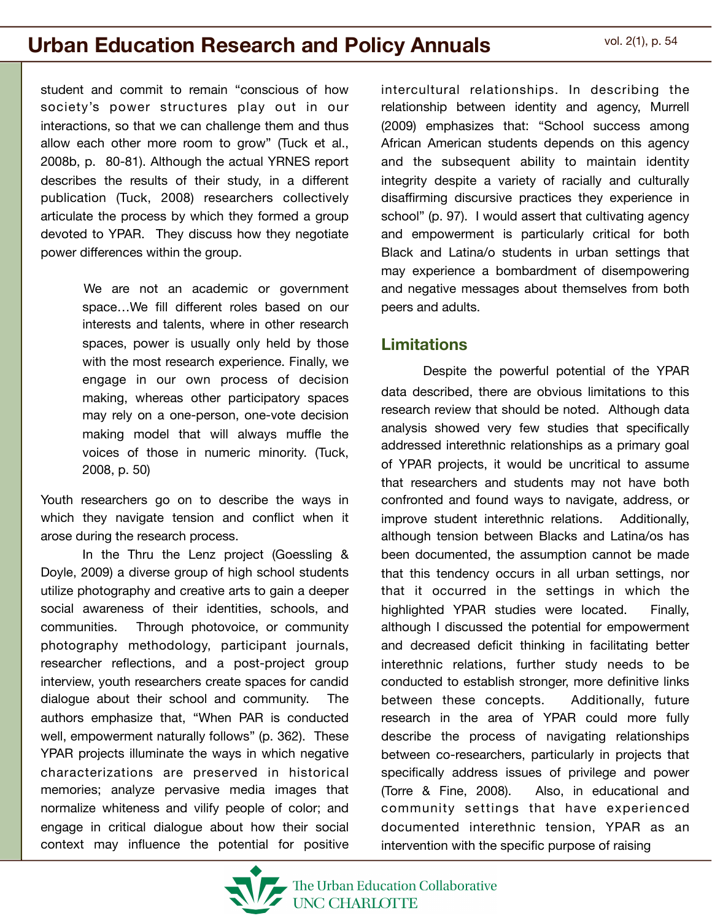student and commit to remain "conscious of how society's power structures play out in our interactions, so that we can challenge them and thus allow each other more room to grow" (Tuck et al., 2008b, p. 80-81). Although the actual YRNES report describes the results of their study, in a different publication (Tuck, 2008) researchers collectively articulate the process by which they formed a group devoted to YPAR. They discuss how they negotiate power differences within the group.

> We are not an academic or government space…We fill different roles based on our interests and talents, where in other research spaces, power is usually only held by those with the most research experience. Finally, we engage in our own process of decision making, whereas other participatory spaces may rely on a one-person, one-vote decision making model that will always muffle the voices of those in numeric minority. (Tuck, 2008, p. 50)

Youth researchers go on to describe the ways in which they navigate tension and conflict when it arose during the research process.

In the Thru the Lenz project (Goessling & Doyle, 2009) a diverse group of high school students utilize photography and creative arts to gain a deeper social awareness of their identities, schools, and communities. Through photovoice, or community photography methodology, participant journals, researcher reflections, and a post-project group interview, youth researchers create spaces for candid dialogue about their school and community. The authors emphasize that, "When PAR is conducted well, empowerment naturally follows" (p. 362). These YPAR projects illuminate the ways in which negative characterizations are preserved in historical memories; analyze pervasive media images that normalize whiteness and vilify people of color; and engage in critical dialogue about how their social context may influence the potential for positive intercultural relationships. In describing the relationship between identity and agency, Murrell (2009) emphasizes that: "School success among African American students depends on this agency and the subsequent ability to maintain identity integrity despite a variety of racially and culturally disaffirming discursive practices they experience in school" (p. 97). I would assert that cultivating agency and empowerment is particularly critical for both Black and Latina/o students in urban settings that may experience a bombardment of disempowering and negative messages about themselves from both peers and adults.

## Limitations

Despite the powerful potential of the YPAR data described, there are obvious limitations to this research review that should be noted. Although data analysis showed very few studies that specifically addressed interethnic relationships as a primary goal of YPAR projects, it would be uncritical to assume that researchers and students may not have both confronted and found ways to navigate, address, or improve student interethnic relations. Additionally, although tension between Blacks and Latina/os has been documented, the assumption cannot be made that this tendency occurs in all urban settings, nor that it occurred in the settings in which the highlighted YPAR studies were located. Finally, although I discussed the potential for empowerment and decreased deficit thinking in facilitating better interethnic relations, further study needs to be conducted to establish stronger, more definitive links between these concepts. Additionally, future research in the area of YPAR could more fully describe the process of navigating relationships between co-researchers, particularly in projects that specifically address issues of privilege and power (Torre & Fine, 2008). Also, in educational and community settings that have experienced documented interethnic tension, YPAR as an intervention with the specific purpose of raising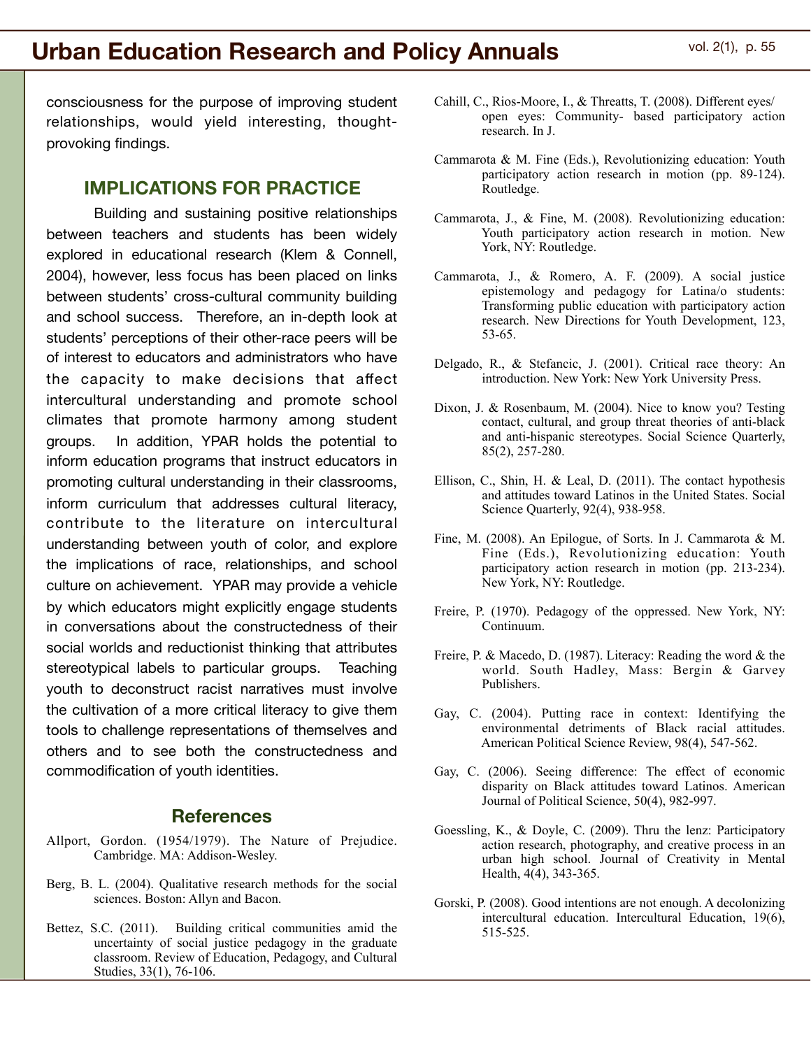consciousness for the purpose of improving student relationships, would yield interesting, thought-provoking findings.

## IMPLICATIONS FOR PRACTICE

Building and sustaining positive relationships between teachers and students has been widely explored in educational research (Klem & Connell, 2004), however, less focus has been placed on links between students' cross-cultural community building and school success. Therefore, an in-depth look at students' perceptions of their other-race peers will be of interest to educators and administrators who have the capacity to make decisions that affect intercultural understanding and promote school climates that promote harmony among student groups. In addition, YPAR holds the potential to inform education programs that instruct educators in promoting cultural understanding in their classrooms, inform curriculum that addresses cultural literacy, contribute to the literature on intercultural understanding between youth of color, and explore the implications of race, relationships, and school culture on achievement. YPAR may provide a vehicle by which educators might explicitly engage students in conversations about the constructedness of their social worlds and reductionist thinking that attributes stereotypical labels to particular groups. Teaching youth to deconstruct racist narratives must involve the cultivation of a more critical literacy to give them tools to challenge representations of themselves and others and to see both the constructedness and commodification of youth identities.

## References

Allport, Gordon. (1954/1979). The Nature of Prejudice. Cambridge. MA: Addison-Wesley.

Berg, B. L. (2004). Qualitative research methods for the social sciences. Boston: Allyn and Bacon.

Bettez, S.C. (2011). Building critical communities amid the uncertainty of social justice pedagogy in the graduate classroom. Review of Education, Pedagogy, and Cultural Studies, 33(1), 76-106.

Cahill, C., Rios-Moore, I., & Threatts, T. (2008). Different eyes/ open eyes: Community- based participatory action research. In J.

Cammarota & M. Fine (Eds.), Revolutionizing education: Youth participatory action research in motion (pp. 89-124). Routledge.

Cammarota, J., & Fine, M. (2008). Revolutionizing education: Youth participatory action research in motion. New York, NY: Routledge.

Cammarota, J., & Romero, A. F. (2009). A social justice epistemology and pedagogy for Latina/o students: Transforming public education with participatory action research. New Directions for Youth Development, 123, 53-65.

Delgado, R., & Stefancic, J. (2001). Critical race theory: An introduction. New York: New York University Press.

Dixon, J. & Rosenbaum, M. (2004). Nice to know you? Testing contact, cultural, and group threat theories of anti-black and anti-hispanic stereotypes. Social Science Quarterly, 85(2), 257-280.

Ellison, C., Shin, H. & Leal, D. (2011). The contact hypothesis and attitudes toward Latinos in the United States. Social Science Quarterly, 92(4), 938-958.

Fine, M. (2008). An Epilogue, of Sorts. In J. Cammarota & M. Fine (Eds.), Revolutionizing education: Youth participatory action research in motion (pp. 213-234). New York, NY: Routledge.

Freire, P. (1970). Pedagogy of the oppressed. New York, NY: Continuum.

Freire, P. & Macedo, D. (1987). Literacy: Reading the word & the world. South Hadley, Mass: Bergin & Garvey Publishers.

Gay, C. (2004). Putting race in context: Identifying the environmental detriments of Black racial attitudes. American Political Science Review, 98(4), 547-562.

Gay, C. (2006). Seeing difference: The effect of economic disparity on Black attitudes toward Latinos. American Journal of Political Science, 50(4), 982-997.

Goessling, K., & Doyle, C. (2009). Thru the lenz: Participatory action research, photography, and creative process in an urban high school. Journal of Creativity in Mental Health, 4(4), 343-365.

Gorski, P. (2008). Good intentions are not enough. A decolonizing intercultural education. Intercultural Education, 19(6), 515-525.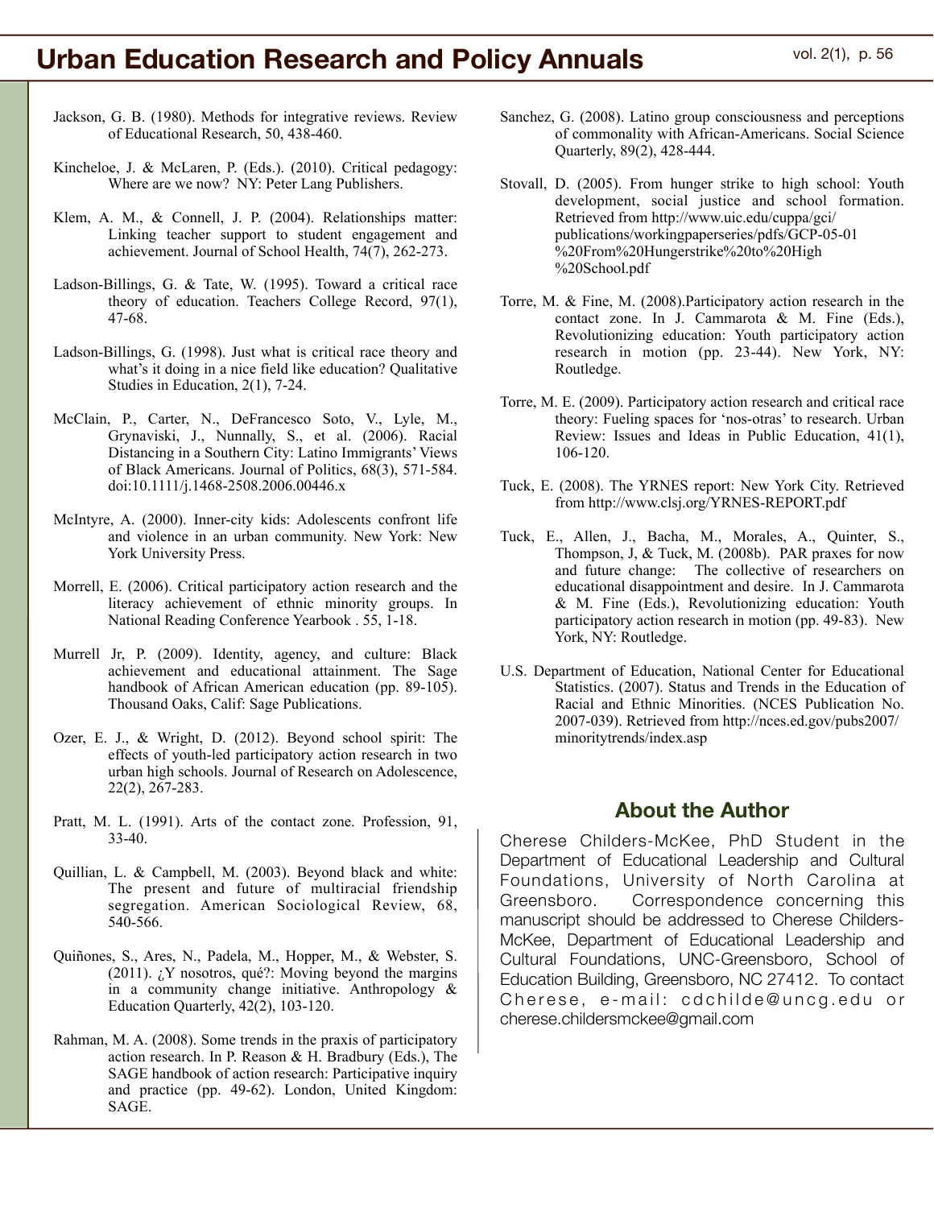Jackson, G. B. (1980). Methods for integrative reviews. Review of Educational Research, 50, 438-460.

Kincheloe, J. & McLaren, P. (Eds.). (2010). Critical pedagogy: Where are we now? NY: Peter Lang Publishers.

Klem, A. M., & Connell, J. P. (2004). Relationships matter: Linking teacher support to student engagement and achievement. Journal of School Health, 74(7), 262-273.

Ladson-Billings, G. & Tate, W. (1995). Toward a critical race theory of education. Teachers College Record, 97(1), 47-68.

Ladson-Billings, G. (1998). Just what is critical race theory and what's it doing in a nice field like education? Qualitative Studies in Education, 2(1), 7-24.

McClain, P., Carter, N., DeFrancesco Soto, V., Lyle, M., Grynaviski, J., Nunnally, S., et al. (2006). Racial Distancing in a Southern City: Latino Immigrants' Views of Black Americans. Journal of Politics, 68(3), 571-584. doi:10.1111/j.1468-2508.2006.00446.x

McIntyre, A. (2000). Inner-city kids: Adolescents confront life and violence in an urban community. New York: New York University Press.

Morrell, E. (2006). Critical participatory action research and the literacy achievement of ethnic minority groups. In National Reading Conference Yearbook . 55, 1-18.

Murrell Jr, P. (2009). Identity, agency, and culture: Black achievement and educational attainment. The Sage handbook of African American education (pp. 89-105). Thousand Oaks, Calif: Sage Publications.

Ozer, E. J., & Wright, D. (2012). Beyond school spirit: The effects of youth-led participatory action research in two urban high schools. Journal of Research on Adolescence, 22(2), 267-283.

Pratt, M. L. (1991). Arts of the contact zone. Profession, 91, 33-40.

Quillian, L. & Campbell, M. (2003). Beyond black and white: The present and future of multiracial friendship segregation. American Sociological Review, 68, 540-566.

Quiñones, S., Ares, N., Padela, M., Hopper, M., & Webster, S. (2011). ¿Y nosotros, qué?: Moving beyond the margins in a community change initiative. Anthropology & Education Quarterly, 42(2), 103-120.

Rahman, M. A. (2008). Some trends in the praxis of participatory action research. In P. Reason & H. Bradbury (Eds.), The SAGE handbook of action research: Participative inquiry and practice (pp. 49-62). London, United Kingdom: SAGE.

Sanchez, G. (2008). Latino group consciousness and perceptions of commonality with African-Americans. Social Science Quarterly, 89(2), 428-444.

Stovall, D. (2005). From hunger strike to high school: Youth development, social justice and school formation. Retrieved from http://www.uic.edu/cuppa/gci/publications/workingpaperseries/pdfs/GCP-05-01%20From%20Hungerstrike%20to%20High%20School.pdf

Torre, M. & Fine, M. (2008).Participatory action research in the contact zone. In J. Cammarota & M. Fine (Eds.), Revolutionizing education: Youth participatory action research in motion (pp. 23-44). New York, NY: Routledge.

Torre, M. E. (2009). Participatory action research and critical race theory: Fueling spaces for 'nos-otras' to research. Urban Review: Issues and Ideas in Public Education, 41(1), 106-120.

Tuck, E. (2008). The YRNES report: New York City. Retrieved from http://www.clsj.org/YRNES-REPORT.pdf

Tuck, E., Allen, J., Bacha, M., Morales, A., Quinter, S., Thompson, J, & Tuck, M. (2008b). PAR praxes for now and future change: The collective of researchers on educational disappointment and desire. In J. Cammarota & M. Fine (Eds.), Revolutionizing education: Youth participatory action research in motion (pp. 49-83). New York, NY: Routledge.

U.S. Department of Education, National Center for Educational Statistics. (2007). Status and Trends in the Education of Racial and Ethnic Minorities. (NCES Publication No. 2007-039). Retrieved from http://nces.ed.gov/pubs2007/minoritytrends/index.asp

## About the Author

Cherese Childers-McKee, PhD Student in the Department of Educational Leadership and Cultural Foundations, University of North Carolina at Greensboro. Correspondence concerning this manuscript should be addressed to Cherese Childers-McKee, Department of Educational Leadership and Cultural Foundations, UNC-Greensboro, School of Education Building, Greensboro, NC 27412. To contact Cherese, e-mail: cdchilde@uncg.edu or cherese.childersmckee@gmail.com